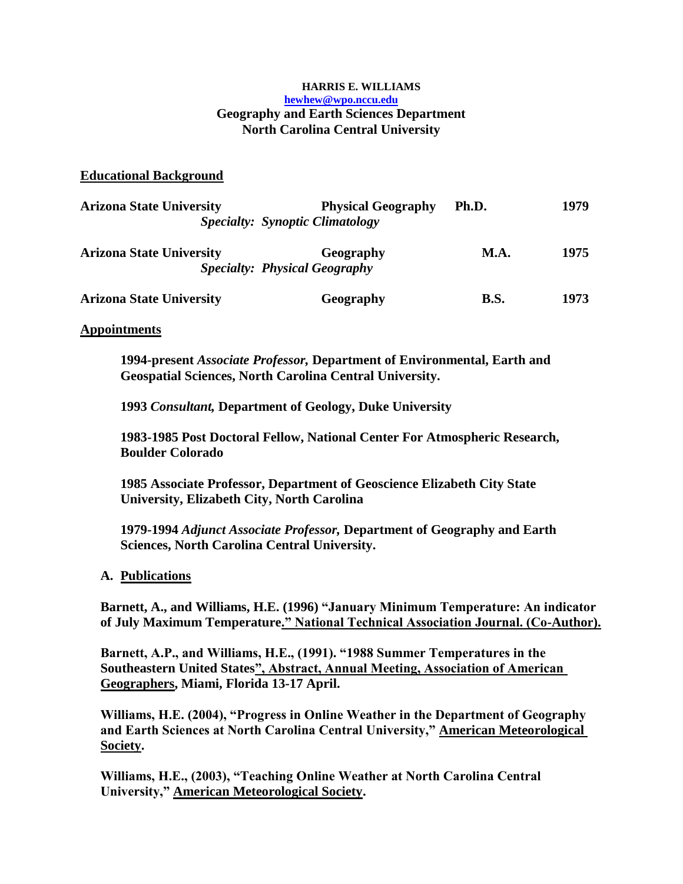**HARRIS E. WILLIAMS**
**[hewhew@wpo.nccu.edu](mailto:hewhew@wpo.nccu.edu)**
**Geography and Earth Sciences Department**
**North Carolina Central University**

## Educational Background

| | | | |
|---|---|---|---|
| **Arizona State University** | **Physical Geography** *Specialty: Synoptic Climatology* | **Ph.D.** | **1979** |
| **Arizona State University** | **Geography** *Specialty: Physical Geography* | **M.A.** | **1975** |
| **Arizona State University** | **Geography** | **B.S.** | **1973** |

## Appointments

**1994-present** ***Associate Professor,*** **Department of Environmental, Earth and Geospatial Sciences, North Carolina Central University.**

**1993** ***Consultant,*** **Department of Geology, Duke University**

**1983-1985 Post Doctoral Fellow, National Center For Atmospheric Research, Boulder Colorado**

**1985 Associate Professor, Department of Geoscience Elizabeth City State University, Elizabeth City, North Carolina**

**1979-1994** ***Adjunct Associate Professor,*** **Department of Geography and Earth Sciences, North Carolina Central University.**

## A. Publications

**Barnett, A., and Williams, H.E. (1996) "January Minimum Temperature: An indicator of July Maximum Temperature." National Technical Association Journal. (Co-Author).**

**Barnett, A.P., and Williams, H.E., (1991). "1988 Summer Temperatures in the Southeastern United States", Abstract, Annual Meeting, Association of American Geographers, Miami, Florida 13-17 April.**

**Williams, H.E. (2004), "Progress in Online Weather in the Department of Geography and Earth Sciences at North Carolina Central University," American Meteorological Society.**

**Williams, H.E., (2003), "Teaching Online Weather at North Carolina Central University," American Meteorological Society.**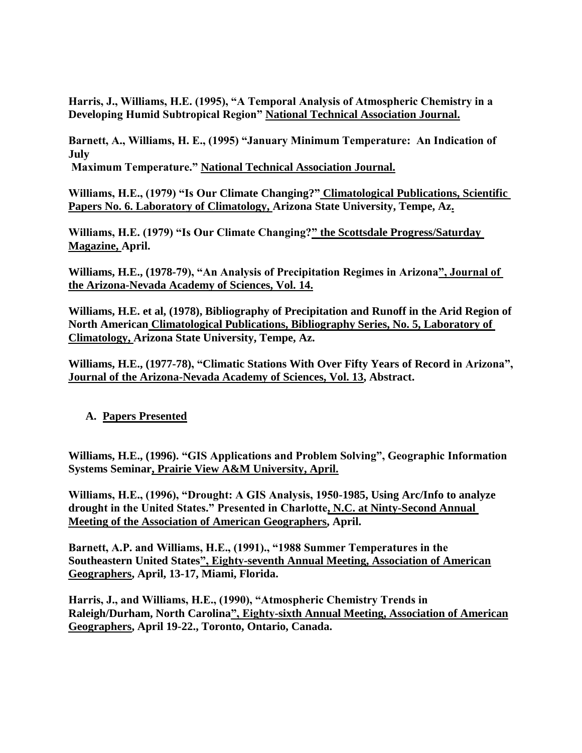**Harris, J., Williams, H.E. (1995), "A Temporal Analysis of Atmospheric Chemistry in a Developing Humid Subtropical Region" National Technical Association Journal.**

**Barnett, A., Williams, H. E., (1995) "January Minimum Temperature: An Indication of July Maximum Temperature." National Technical Association Journal.**

**Williams, H.E., (1979) "Is Our Climate Changing?" Climatological Publications, Scientific Papers No. 6. Laboratory of Climatology, Arizona State University, Tempe, Az.**

**Williams, H.E. (1979) "Is Our Climate Changing?" the Scottsdale Progress/Saturday Magazine, April.**

**Williams, H.E., (1978-79), "An Analysis of Precipitation Regimes in Arizona", Journal of the Arizona-Nevada Academy of Sciences, Vol. 14.**

**Williams, H.E. et al, (1978), Bibliography of Precipitation and Runoff in the Arid Region of North American Climatological Publications, Bibliography Series, No. 5, Laboratory of Climatology, Arizona State University, Tempe, Az.**

**Williams, H.E., (1977-78), "Climatic Stations With Over Fifty Years of Record in Arizona", Journal of the Arizona-Nevada Academy of Sciences, Vol. 13, Abstract.**

## A. Papers Presented

**Williams, H.E., (1996). "GIS Applications and Problem Solving", Geographic Information Systems Seminar, Prairie View A&M University, April.**

**Williams, H.E., (1996), "Drought: A GIS Analysis, 1950-1985, Using Arc/Info to analyze drought in the United States." Presented in Charlotte, N.C. at Ninty-Second Annual Meeting of the Association of American Geographers, April.**

**Barnett, A.P. and Williams, H.E., (1991)., "1988 Summer Temperatures in the Southeastern United States", Eighty-seventh Annual Meeting, Association of American Geographers, April, 13-17, Miami, Florida.**

**Harris, J., and Williams, H.E., (1990), "Atmospheric Chemistry Trends in Raleigh/Durham, North Carolina", Eighty-sixth Annual Meeting, Association of American Geographers, April 19-22., Toronto, Ontario, Canada.**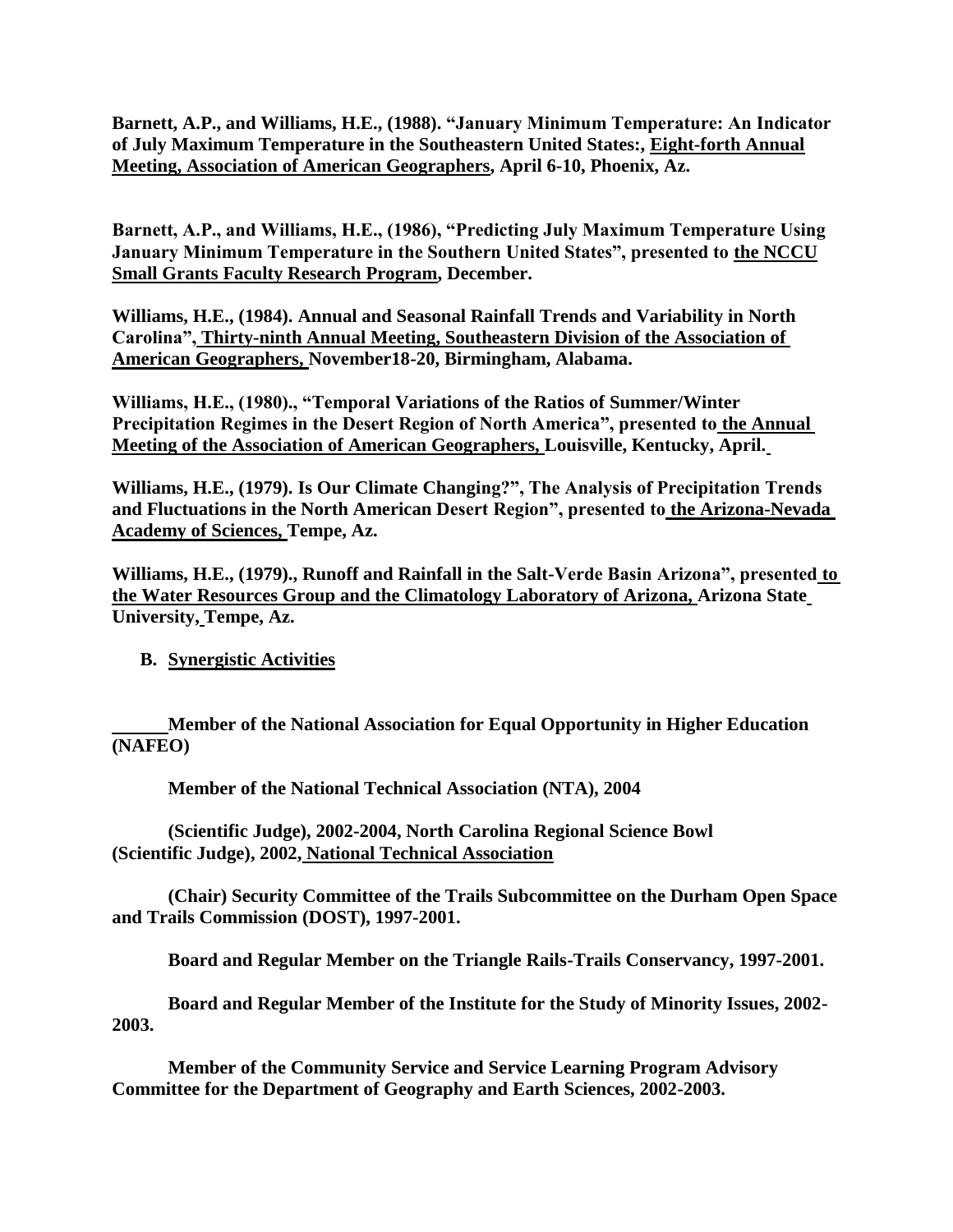**Barnett, A.P., and Williams, H.E., (1988). "January Minimum Temperature: An Indicator of July Maximum Temperature in the Southeastern United States:, Eight-forth Annual Meeting, Association of American Geographers, April 6-10, Phoenix, Az.**

**Barnett, A.P., and Williams, H.E., (1986), "Predicting July Maximum Temperature Using January Minimum Temperature in the Southern United States", presented to the NCCU Small Grants Faculty Research Program, December.**

**Williams, H.E., (1984). Annual and Seasonal Rainfall Trends and Variability in North Carolina", Thirty-ninth Annual Meeting, Southeastern Division of the Association of American Geographers, November18-20, Birmingham, Alabama.**

**Williams, H.E., (1980)., "Temporal Variations of the Ratios of Summer/Winter Precipitation Regimes in the Desert Region of North America", presented to the Annual Meeting of the Association of American Geographers, Louisville, Kentucky, April.**

**Williams, H.E., (1979). Is Our Climate Changing?", The Analysis of Precipitation Trends and Fluctuations in the North American Desert Region", presented to the Arizona-Nevada Academy of Sciences, Tempe, Az.**

**Williams, H.E., (1979)., Runoff and Rainfall in the Salt-Verde Basin Arizona", presented to the Water Resources Group and the Climatology Laboratory of Arizona, Arizona State University, Tempe, Az.**

**B. Synergistic Activities**

**Member of the National Association for Equal Opportunity in Higher Education (NAFEO)**

**Member of the National Technical Association (NTA), 2004**

**(Scientific Judge), 2002-2004, North Carolina Regional Science Bowl**
**(Scientific Judge), 2002, National Technical Association**

**(Chair) Security Committee of the Trails Subcommittee on the Durham Open Space and Trails Commission (DOST), 1997-2001.**

**Board and Regular Member on the Triangle Rails-Trails Conservancy, 1997-2001.**

**Board and Regular Member of the Institute for the Study of Minority Issues, 2002-2003.**

**Member of the Community Service and Service Learning Program Advisory Committee for the Department of Geography and Earth Sciences, 2002-2003.**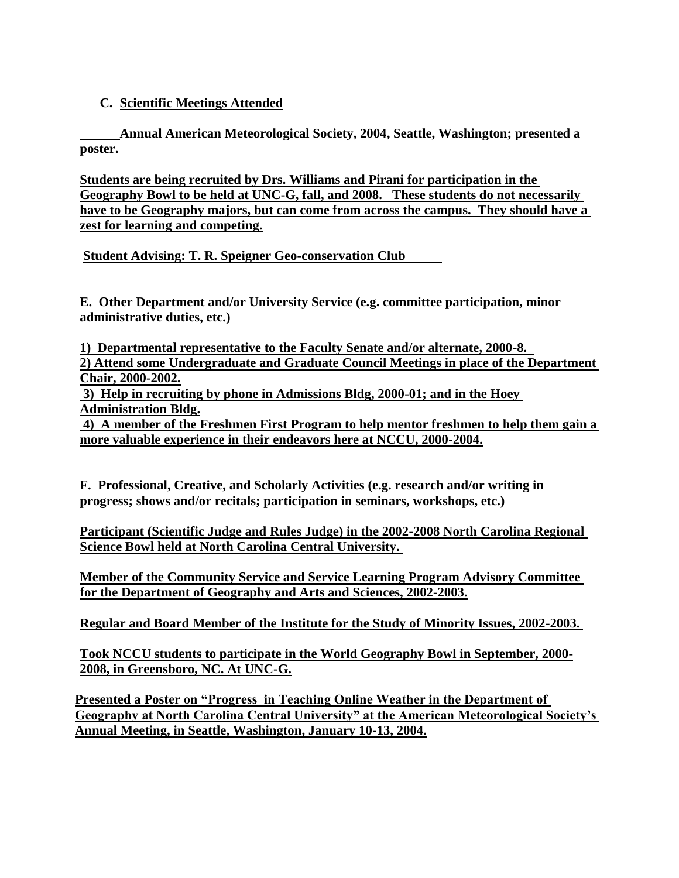**C. Scientific Meetings Attended**

**Annual American Meteorological Society, 2004, Seattle, Washington; presented a poster.**

**Students are being recruited by Drs. Williams and Pirani for participation in the Geography Bowl to be held at UNC-G, fall, and 2008. These students do not necessarily have to be Geography majors, but can come from across the campus. They should have a zest for learning and competing.**

**Student Advising: T. R. Speigner Geo-conservation Club**

**E. Other Department and/or University Service (e.g. committee participation, minor administrative duties, etc.)**

**1) Departmental representative to the Faculty Senate and/or alternate, 2000-8.**
**2) Attend some Undergraduate and Graduate Council Meetings in place of the Department Chair, 2000-2002.**
**3) Help in recruiting by phone in Admissions Bldg, 2000-01; and in the Hoey Administration Bldg.**
**4) A member of the Freshmen First Program to help mentor freshmen to help them gain a more valuable experience in their endeavors here at NCCU, 2000-2004.**

**F. Professional, Creative, and Scholarly Activities (e.g. research and/or writing in progress; shows and/or recitals; participation in seminars, workshops, etc.)**

**Participant (Scientific Judge and Rules Judge) in the 2002-2008 North Carolina Regional Science Bowl held at North Carolina Central University.**

**Member of the Community Service and Service Learning Program Advisory Committee for the Department of Geography and Arts and Sciences, 2002-2003.**

**Regular and Board Member of the Institute for the Study of Minority Issues, 2002-2003.**

**Took NCCU students to participate in the World Geography Bowl in September, 2000-2008, in Greensboro, NC. At UNC-G.**

**Presented a Poster on "Progress in Teaching Online Weather in the Department of Geography at North Carolina Central University" at the American Meteorological Society's Annual Meeting, in Seattle, Washington, January 10-13, 2004.**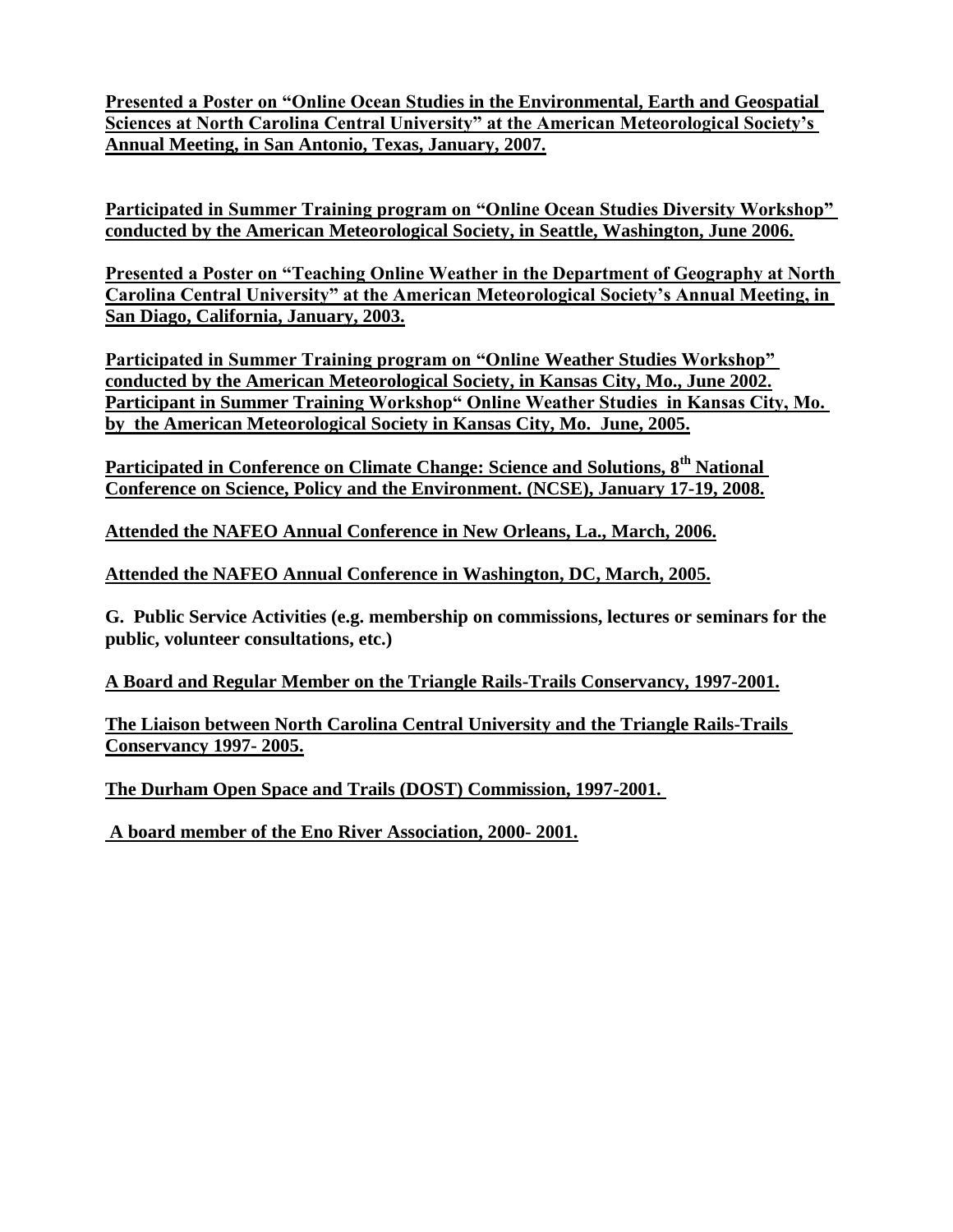**Presented a Poster on "Online Ocean Studies in the Environmental, Earth and Geospatial Sciences at North Carolina Central University" at the American Meteorological Society's Annual Meeting, in San Antonio, Texas, January, 2007.**

**Participated in Summer Training program on "Online Ocean Studies Diversity Workshop" conducted by the American Meteorological Society, in Seattle, Washington, June 2006.**

**Presented a Poster on "Teaching Online Weather in the Department of Geography at North Carolina Central University" at the American Meteorological Society's Annual Meeting, in San Diago, California, January, 2003.**

**Participated in Summer Training program on "Online Weather Studies Workshop" conducted by the American Meteorological Society, in Kansas City, Mo., June 2002.**
**Participant in Summer Training Workshop" Online Weather Studies in Kansas City, Mo. by the American Meteorological Society in Kansas City, Mo. June, 2005.**

**Participated in Conference on Climate Change: Science and Solutions, 8th National Conference on Science, Policy and the Environment. (NCSE), January 17-19, 2008.**

**Attended the NAFEO Annual Conference in New Orleans, La., March, 2006.**

**Attended the NAFEO Annual Conference in Washington, DC, March, 2005.**

**G. Public Service Activities (e.g. membership on commissions, lectures or seminars for the public, volunteer consultations, etc.)**

**A Board and Regular Member on the Triangle Rails-Trails Conservancy, 1997-2001.**

**The Liaison between North Carolina Central University and the Triangle Rails-Trails Conservancy 1997- 2005.**

**The Durham Open Space and Trails (DOST) Commission, 1997-2001.**

**A board member of the Eno River Association, 2000- 2001.**